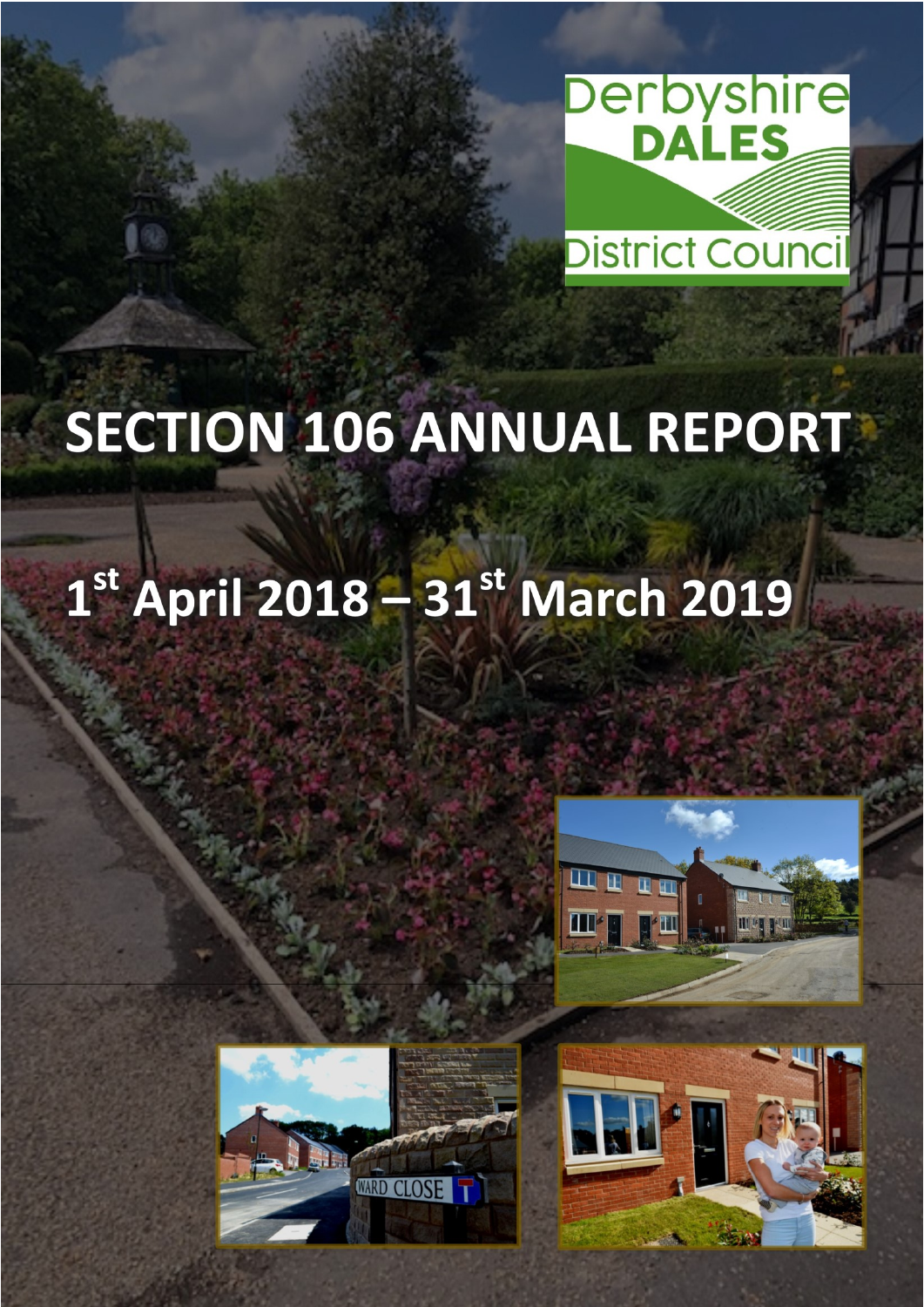Derbyshire DALES District Council

# SECTION 106 ANNUAL REPORT

## 1st April 2018 – 31st March 2019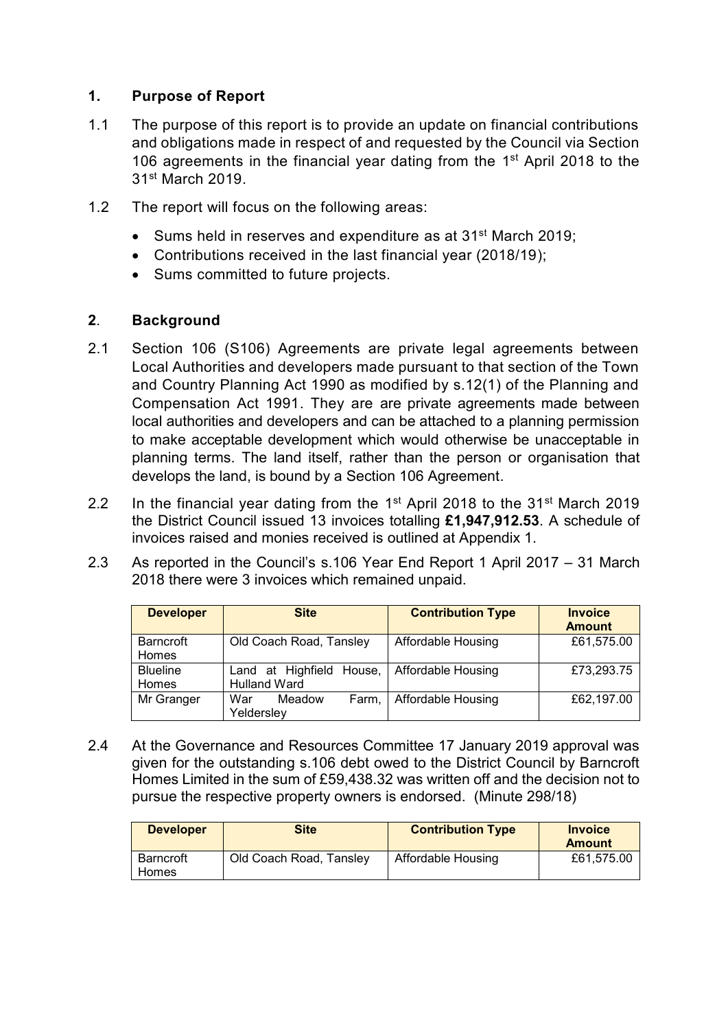## 1. Purpose of Report

1.1 The purpose of this report is to provide an update on financial contributions and obligations made in respect of and requested by the Council via Section 106 agreements in the financial year dating from the 1st April 2018 to the 31st March 2019.

1.2 The report will focus on the following areas:

- Sums held in reserves and expenditure as at 31st March 2019;
- Contributions received in the last financial year (2018/19);
- Sums committed to future projects.

## 2. Background

2.1 Section 106 (S106) Agreements are private legal agreements between Local Authorities and developers made pursuant to that section of the Town and Country Planning Act 1990 as modified by s.12(1) of the Planning and Compensation Act 1991. They are are private agreements made between local authorities and developers and can be attached to a planning permission to make acceptable development which would otherwise be unacceptable in planning terms. The land itself, rather than the person or organisation that develops the land, is bound by a Section 106 Agreement.

2.2 In the financial year dating from the 1st April 2018 to the 31st March 2019 the District Council issued 13 invoices totalling **£1,947,912.53**. A schedule of invoices raised and monies received is outlined at Appendix 1.

2.3 As reported in the Council's s.106 Year End Report 1 April 2017 – 31 March 2018 there were 3 invoices which remained unpaid.

| Developer | Site | Contribution Type | Invoice Amount |
|---|---|---|---|
| Barncroft Homes | Old Coach Road, Tansley | Affordable Housing | £61,575.00 |
| Blueline Homes | Land at Highfield House, Hulland Ward | Affordable Housing | £73,293.75 |
| Mr Granger | War Meadow Farm, Yeldersley | Affordable Housing | £62,197.00 |

2.4 At the Governance and Resources Committee 17 January 2019 approval was given for the outstanding s.106 debt owed to the District Council by Barncroft Homes Limited in the sum of £59,438.32 was written off and the decision not to pursue the respective property owners is endorsed. (Minute 298/18)

| Developer | Site | Contribution Type | Invoice Amount |
|---|---|---|---|
| Barncroft Homes | Old Coach Road, Tansley | Affordable Housing | £61,575.00 |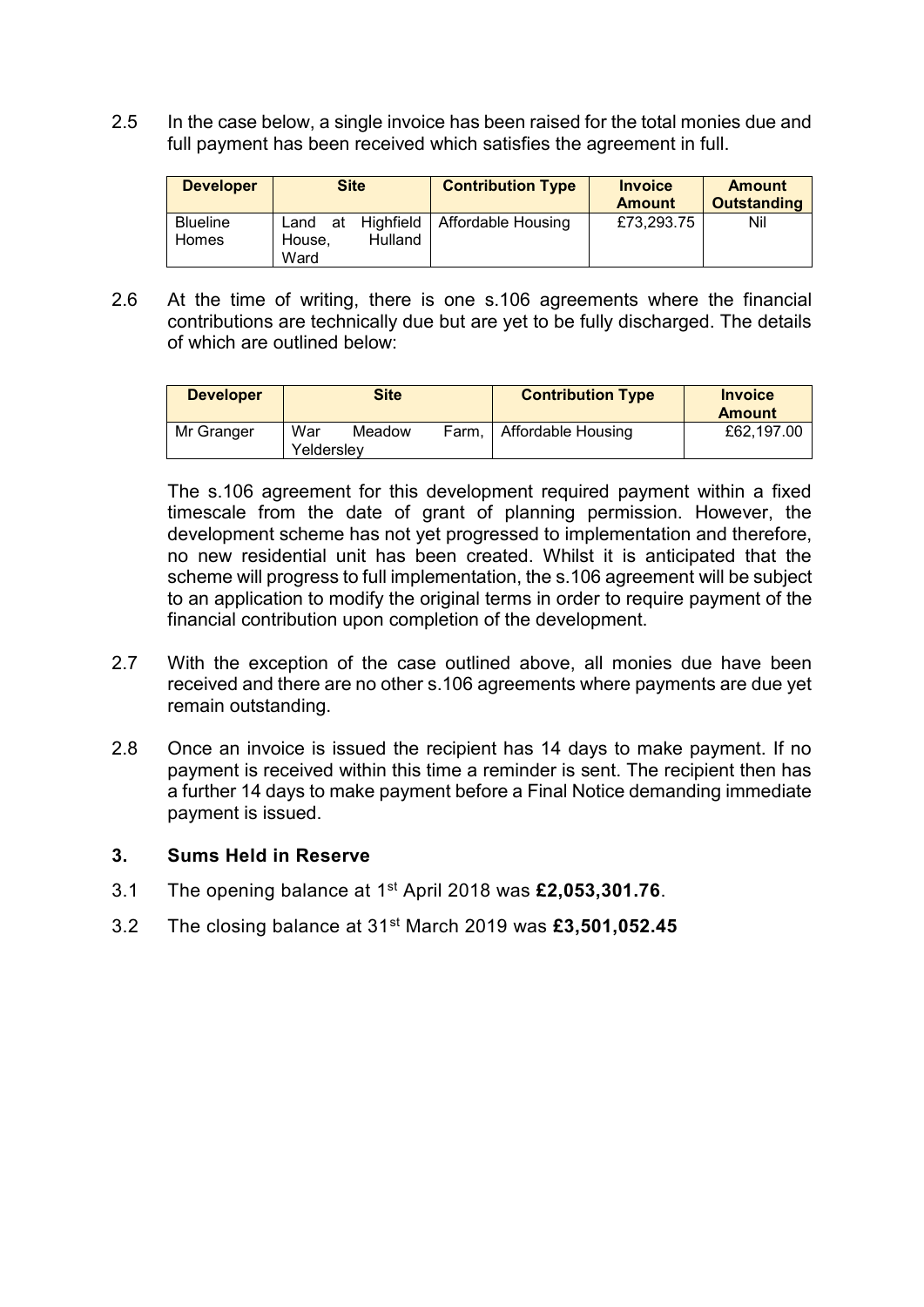2.5 In the case below, a single invoice has been raised for the total monies due and full payment has been received which satisfies the agreement in full.

| Developer | Site | Contribution Type | Invoice Amount | Amount Outstanding |
|---|---|---|---|---|
| Blueline Homes | Land at Highfield House, Hulland Ward | Affordable Housing | £73,293.75 | Nil |

2.6 At the time of writing, there is one s.106 agreements where the financial contributions are technically due but are yet to be fully discharged. The details of which are outlined below:

| Developer | Site | Contribution Type | Invoice Amount |
|---|---|---|---|
| Mr Granger | War Meadow Farm, Yeldersley | Affordable Housing | £62,197.00 |

The s.106 agreement for this development required payment within a fixed timescale from the date of grant of planning permission. However, the development scheme has not yet progressed to implementation and therefore, no new residential unit has been created. Whilst it is anticipated that the scheme will progress to full implementation, the s.106 agreement will be subject to an application to modify the original terms in order to require payment of the financial contribution upon completion of the development.

2.7 With the exception of the case outlined above, all monies due have been received and there are no other s.106 agreements where payments are due yet remain outstanding.

2.8 Once an invoice is issued the recipient has 14 days to make payment. If no payment is received within this time a reminder is sent. The recipient then has a further 14 days to make payment before a Final Notice demanding immediate payment is issued.

### 3. Sums Held in Reserve

3.1 The opening balance at 1st April 2018 was **£2,053,301.76**.

3.2 The closing balance at 31st March 2019 was **£3,501,052.45**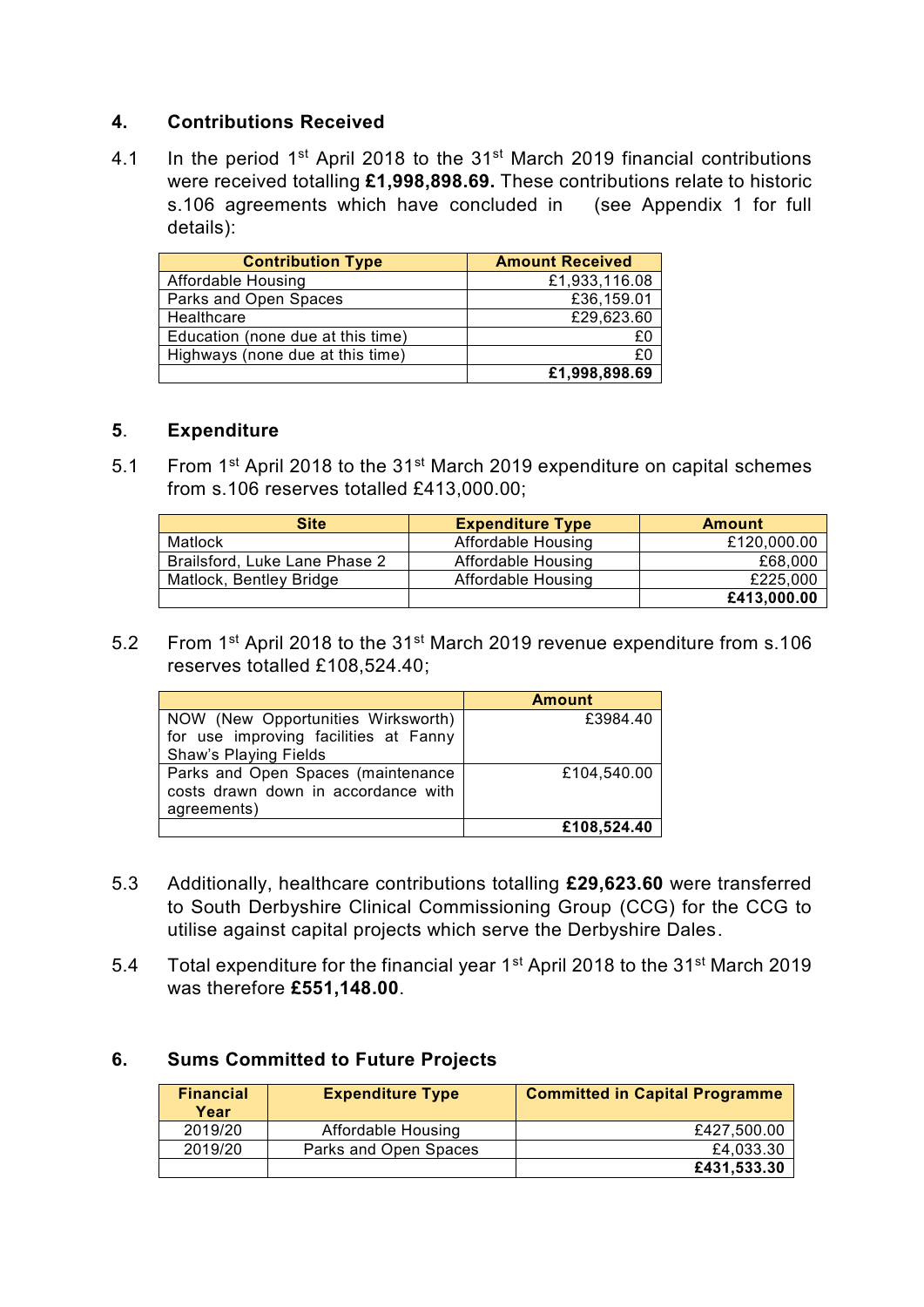## 4. Contributions Received

4.1 In the period 1st April 2018 to the 31st March 2019 financial contributions were received totalling **£1,998,898.69.** These contributions relate to historic s.106 agreements which have concluded in (see Appendix 1 for full details):

| Contribution Type | Amount Received |
|---|---|
| Affordable Housing | £1,933,116.08 |
| Parks and Open Spaces | £36,159.01 |
| Healthcare | £29,623.60 |
| Education (none due at this time) | £0 |
| Highways (none due at this time) | £0 |
| | **£1,998,898.69** |

## 5. Expenditure

5.1 From 1st April 2018 to the 31st March 2019 expenditure on capital schemes from s.106 reserves totalled £413,000.00;

| Site | Expenditure Type | Amount |
|---|---|---|
| Matlock | Affordable Housing | £120,000.00 |
| Brailsford, Luke Lane Phase 2 | Affordable Housing | £68,000 |
| Matlock, Bentley Bridge | Affordable Housing | £225,000 |
| | | **£413,000.00** |

5.2 From 1st April 2018 to the 31st March 2019 revenue expenditure from s.106 reserves totalled £108,524.40;

| | Amount |
|---|---|
| NOW (New Opportunities Wirksworth) for use improving facilities at Fanny Shaw's Playing Fields | £3984.40 |
| Parks and Open Spaces (maintenance costs drawn down in accordance with agreements) | £104,540.00 |
| | **£108,524.40** |

5.3 Additionally, healthcare contributions totalling **£29,623.60** were transferred to South Derbyshire Clinical Commissioning Group (CCG) for the CCG to utilise against capital projects which serve the Derbyshire Dales.

5.4 Total expenditure for the financial year 1st April 2018 to the 31st March 2019 was therefore **£551,148.00**.

## 6. Sums Committed to Future Projects

| Financial Year | Expenditure Type | Committed in Capital Programme |
|---|---|---|
| 2019/20 | Affordable Housing | £427,500.00 |
| 2019/20 | Parks and Open Spaces | £4,033.30 |
| | | **£431,533.30** |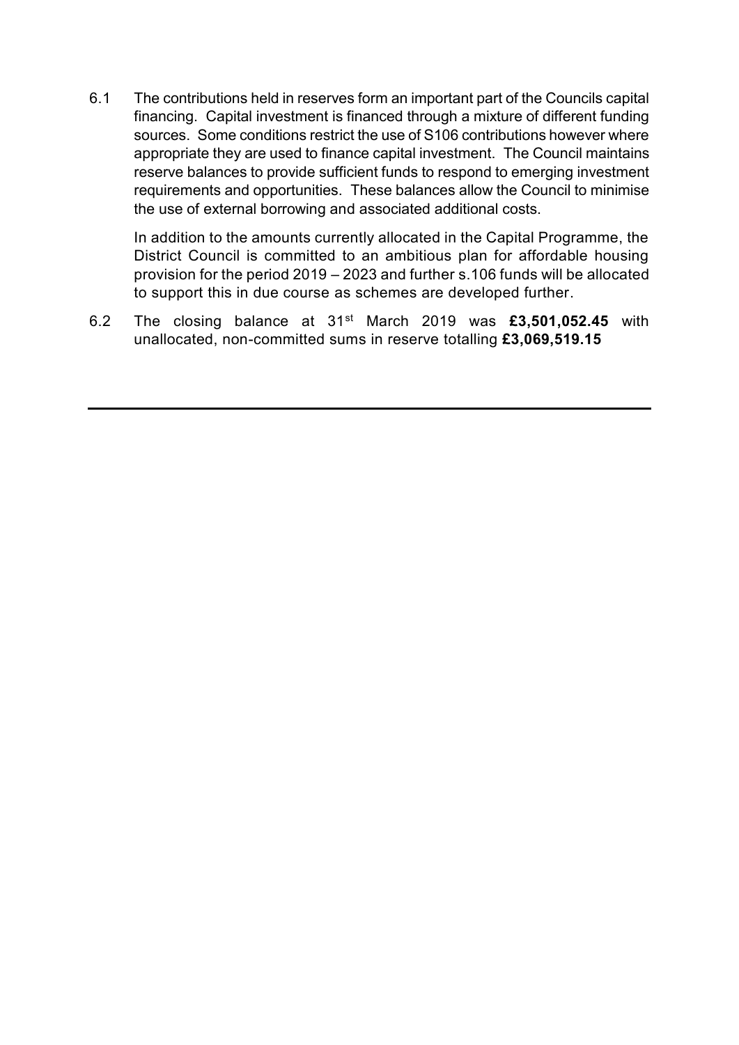6.1 The contributions held in reserves form an important part of the Councils capital financing. Capital investment is financed through a mixture of different funding sources. Some conditions restrict the use of S106 contributions however where appropriate they are used to finance capital investment. The Council maintains reserve balances to provide sufficient funds to respond to emerging investment requirements and opportunities. These balances allow the Council to minimise the use of external borrowing and associated additional costs.

In addition to the amounts currently allocated in the Capital Programme, the District Council is committed to an ambitious plan for affordable housing provision for the period 2019 – 2023 and further s.106 funds will be allocated to support this in due course as schemes are developed further.

6.2 The closing balance at 31st March 2019 was **£3,501,052.45** with unallocated, non-committed sums in reserve totalling **£3,069,519.15**